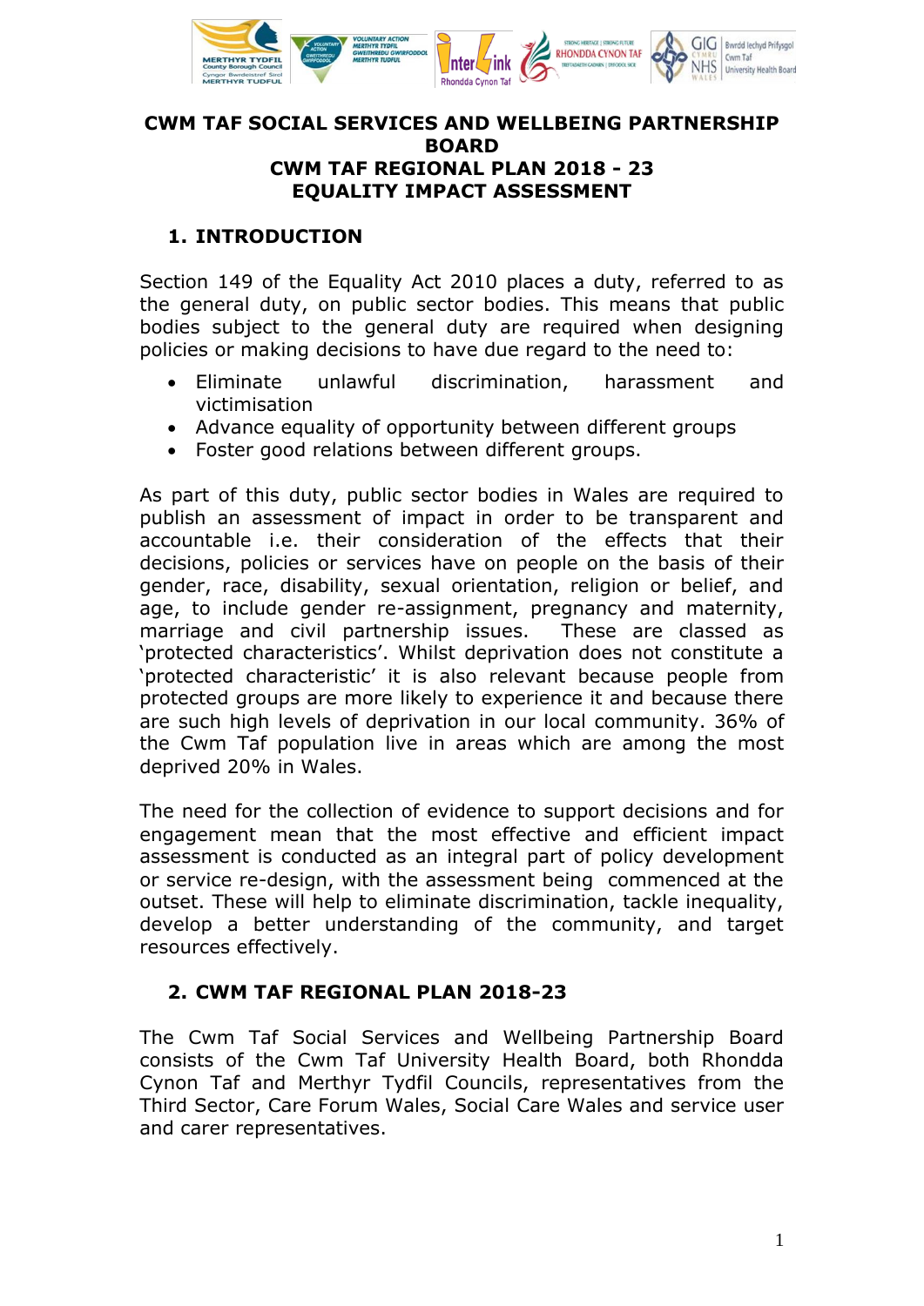# CWM TAF SOCIAL SERVICES AND WELLBEING PARTNERSHIP BOARD
# CWM TAF REGIONAL PLAN 2018 - 23
# EQUALITY IMPACT ASSESSMENT

## 1. INTRODUCTION

Section 149 of the Equality Act 2010 places a duty, referred to as the general duty, on public sector bodies. This means that public bodies subject to the general duty are required when designing policies or making decisions to have due regard to the need to:

- Eliminate unlawful discrimination, harassment and victimisation
- Advance equality of opportunity between different groups
- Foster good relations between different groups.

As part of this duty, public sector bodies in Wales are required to publish an assessment of impact in order to be transparent and accountable i.e. their consideration of the effects that their decisions, policies or services have on people on the basis of their gender, race, disability, sexual orientation, religion or belief, and age, to include gender re-assignment, pregnancy and maternity, marriage and civil partnership issues. These are classed as 'protected characteristics'. Whilst deprivation does not constitute a 'protected characteristic' it is also relevant because people from protected groups are more likely to experience it and because there are such high levels of deprivation in our local community. 36% of the Cwm Taf population live in areas which are among the most deprived 20% in Wales.

The need for the collection of evidence to support decisions and for engagement mean that the most effective and efficient impact assessment is conducted as an integral part of policy development or service re-design, with the assessment being commenced at the outset. These will help to eliminate discrimination, tackle inequality, develop a better understanding of the community, and target resources effectively.

## 2. CWM TAF REGIONAL PLAN 2018-23

The Cwm Taf Social Services and Wellbeing Partnership Board consists of the Cwm Taf University Health Board, both Rhondda Cynon Taf and Merthyr Tydfil Councils, representatives from the Third Sector, Care Forum Wales, Social Care Wales and service user and carer representatives.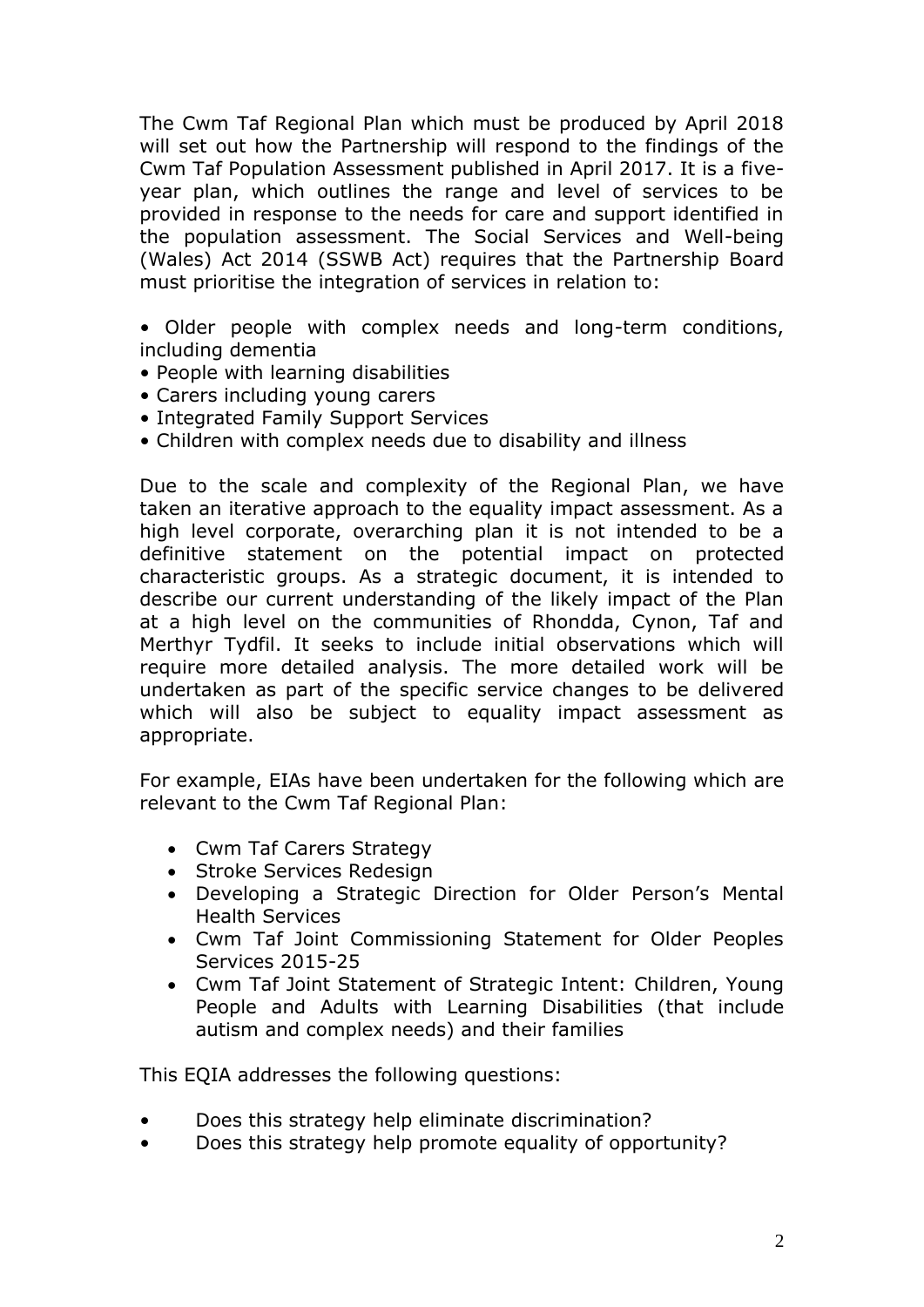The Cwm Taf Regional Plan which must be produced by April 2018 will set out how the Partnership will respond to the findings of the Cwm Taf Population Assessment published in April 2017. It is a five-year plan, which outlines the range and level of services to be provided in response to the needs for care and support identified in the population assessment. The Social Services and Well-being (Wales) Act 2014 (SSWB Act) requires that the Partnership Board must prioritise the integration of services in relation to:

- Older people with complex needs and long-term conditions, including dementia
- People with learning disabilities
- Carers including young carers
- Integrated Family Support Services
- Children with complex needs due to disability and illness

Due to the scale and complexity of the Regional Plan, we have taken an iterative approach to the equality impact assessment. As a high level corporate, overarching plan it is not intended to be a definitive statement on the potential impact on protected characteristic groups. As a strategic document, it is intended to describe our current understanding of the likely impact of the Plan at a high level on the communities of Rhondda, Cynon, Taf and Merthyr Tydfil. It seeks to include initial observations which will require more detailed analysis. The more detailed work will be undertaken as part of the specific service changes to be delivered which will also be subject to equality impact assessment as appropriate.

For example, EIAs have been undertaken for the following which are relevant to the Cwm Taf Regional Plan:

- Cwm Taf Carers Strategy
- Stroke Services Redesign
- Developing a Strategic Direction for Older Person's Mental Health Services
- Cwm Taf Joint Commissioning Statement for Older Peoples Services 2015-25
- Cwm Taf Joint Statement of Strategic Intent: Children, Young People and Adults with Learning Disabilities (that include autism and complex needs) and their families

This EQIA addresses the following questions:

- Does this strategy help eliminate discrimination?
- Does this strategy help promote equality of opportunity?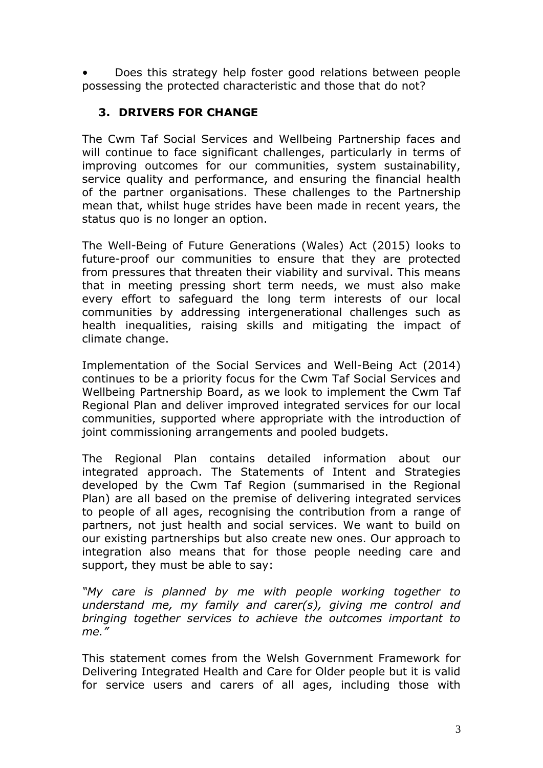- Does this strategy help foster good relations between people possessing the protected characteristic and those that do not?

## 3. DRIVERS FOR CHANGE

The Cwm Taf Social Services and Wellbeing Partnership faces and will continue to face significant challenges, particularly in terms of improving outcomes for our communities, system sustainability, service quality and performance, and ensuring the financial health of the partner organisations. These challenges to the Partnership mean that, whilst huge strides have been made in recent years, the status quo is no longer an option.

The Well-Being of Future Generations (Wales) Act (2015) looks to future-proof our communities to ensure that they are protected from pressures that threaten their viability and survival. This means that in meeting pressing short term needs, we must also make every effort to safeguard the long term interests of our local communities by addressing intergenerational challenges such as health inequalities, raising skills and mitigating the impact of climate change.

Implementation of the Social Services and Well-Being Act (2014) continues to be a priority focus for the Cwm Taf Social Services and Wellbeing Partnership Board, as we look to implement the Cwm Taf Regional Plan and deliver improved integrated services for our local communities, supported where appropriate with the introduction of joint commissioning arrangements and pooled budgets.

The Regional Plan contains detailed information about our integrated approach. The Statements of Intent and Strategies developed by the Cwm Taf Region (summarised in the Regional Plan) are all based on the premise of delivering integrated services to people of all ages, recognising the contribution from a range of partners, not just health and social services. We want to build on our existing partnerships but also create new ones. Our approach to integration also means that for those people needing care and support, they must be able to say:

*"My care is planned by me with people working together to understand me, my family and carer(s), giving me control and bringing together services to achieve the outcomes important to me."*

This statement comes from the Welsh Government Framework for Delivering Integrated Health and Care for Older people but it is valid for service users and carers of all ages, including those with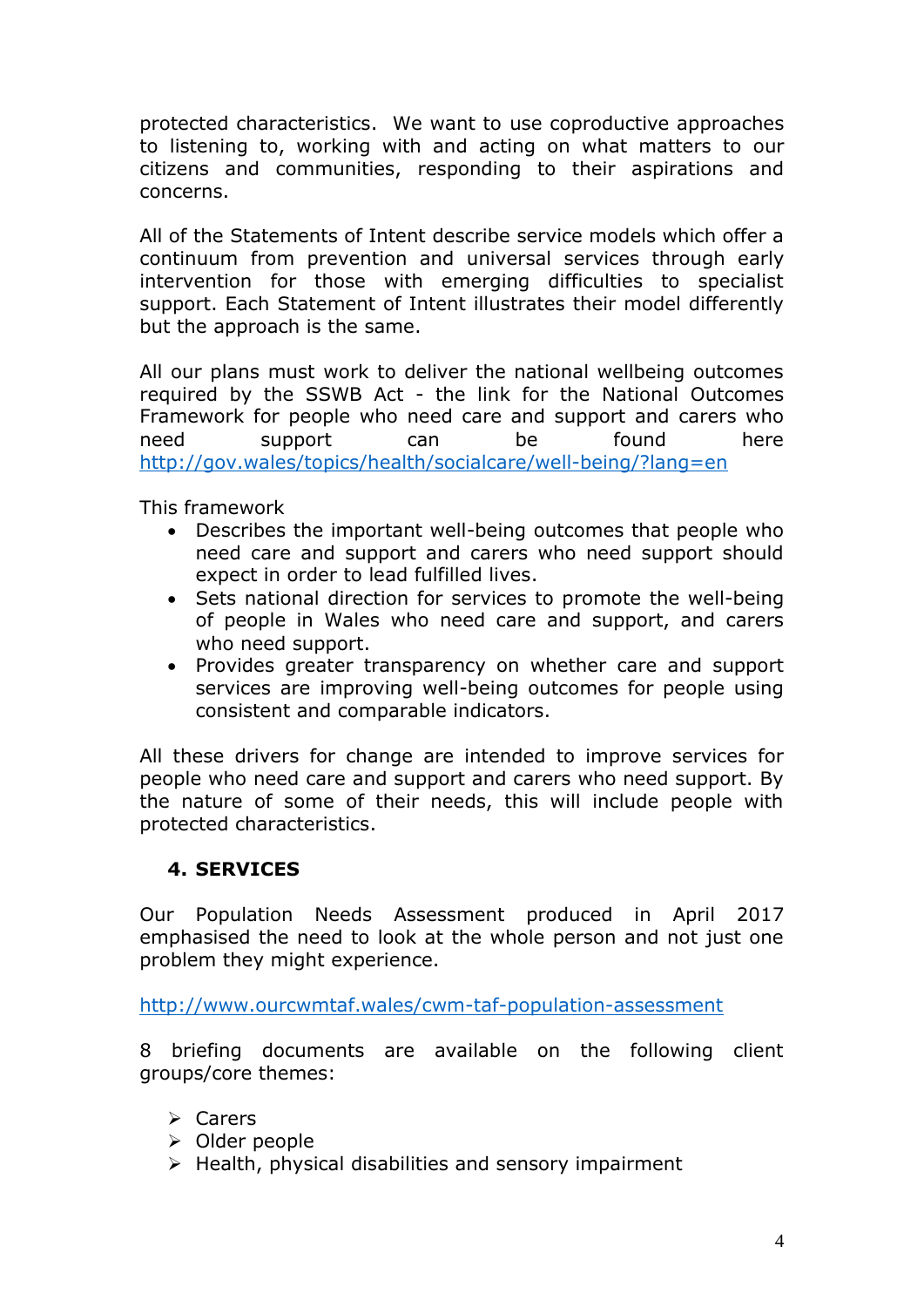protected characteristics. We want to use coproductive approaches to listening to, working with and acting on what matters to our citizens and communities, responding to their aspirations and concerns.

All of the Statements of Intent describe service models which offer a continuum from prevention and universal services through early intervention for those with emerging difficulties to specialist support. Each Statement of Intent illustrates their model differently but the approach is the same.

All our plans must work to deliver the national wellbeing outcomes required by the SSWB Act - the link for the National Outcomes Framework for people who need care and support and carers who need support can be found here http://gov.wales/topics/health/socialcare/well-being/?lang=en

This framework

- Describes the important well-being outcomes that people who need care and support and carers who need support should expect in order to lead fulfilled lives.
- Sets national direction for services to promote the well-being of people in Wales who need care and support, and carers who need support.
- Provides greater transparency on whether care and support services are improving well-being outcomes for people using consistent and comparable indicators.

All these drivers for change are intended to improve services for people who need care and support and carers who need support. By the nature of some of their needs, this will include people with protected characteristics.

## 4. SERVICES

Our Population Needs Assessment produced in April 2017 emphasised the need to look at the whole person and not just one problem they might experience.

http://www.ourcwmtaf.wales/cwm-taf-population-assessment

8 briefing documents are available on the following client groups/core themes:

- Carers
- Older people
- Health, physical disabilities and sensory impairment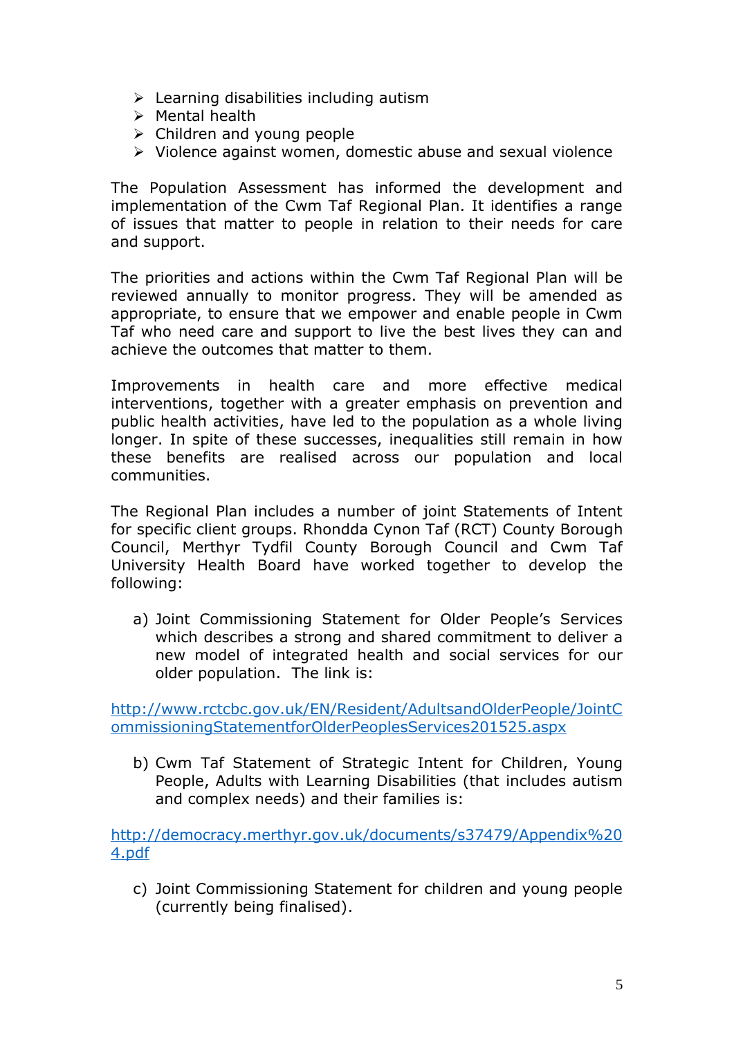- Learning disabilities including autism
- Mental health
- Children and young people
- Violence against women, domestic abuse and sexual violence

The Population Assessment has informed the development and implementation of the Cwm Taf Regional Plan. It identifies a range of issues that matter to people in relation to their needs for care and support.

The priorities and actions within the Cwm Taf Regional Plan will be reviewed annually to monitor progress. They will be amended as appropriate, to ensure that we empower and enable people in Cwm Taf who need care and support to live the best lives they can and achieve the outcomes that matter to them.

Improvements in health care and more effective medical interventions, together with a greater emphasis on prevention and public health activities, have led to the population as a whole living longer. In spite of these successes, inequalities still remain in how these benefits are realised across our population and local communities.

The Regional Plan includes a number of joint Statements of Intent for specific client groups. Rhondda Cynon Taf (RCT) County Borough Council, Merthyr Tydfil County Borough Council and Cwm Taf University Health Board have worked together to develop the following:

a) Joint Commissioning Statement for Older People's Services which describes a strong and shared commitment to deliver a new model of integrated health and social services for our older population. The link is:

http://www.rctcbc.gov.uk/EN/Resident/AdultsandOlderPeople/JointCommissioningStatementforOlderPeoplesServices201525.aspx

b) Cwm Taf Statement of Strategic Intent for Children, Young People, Adults with Learning Disabilities (that includes autism and complex needs) and their families is:

http://democracy.merthyr.gov.uk/documents/s37479/Appendix%204.pdf

c) Joint Commissioning Statement for children and young people (currently being finalised).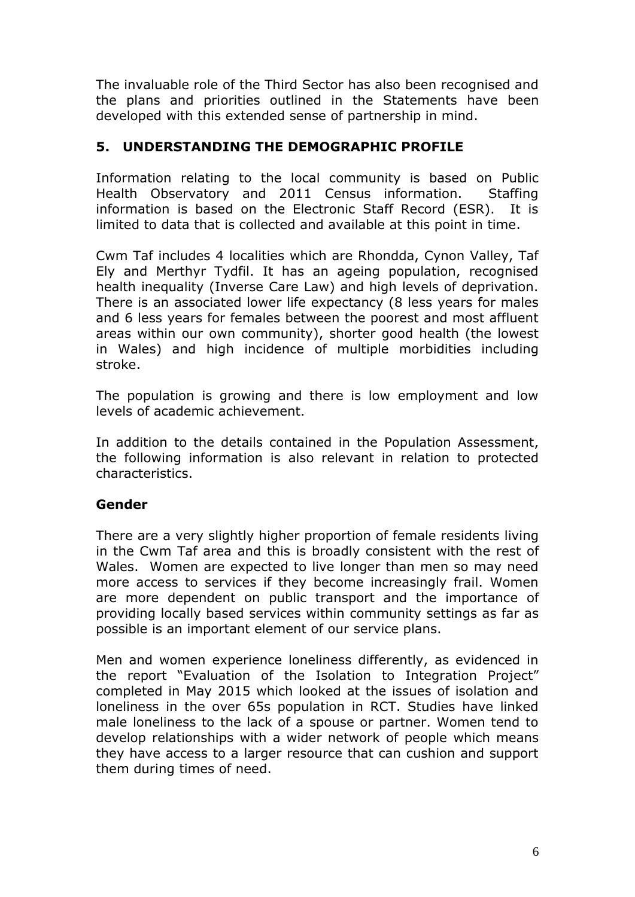The invaluable role of the Third Sector has also been recognised and the plans and priorities outlined in the Statements have been developed with this extended sense of partnership in mind.

## 5. UNDERSTANDING THE DEMOGRAPHIC PROFILE

Information relating to the local community is based on Public Health Observatory and 2011 Census information. Staffing information is based on the Electronic Staff Record (ESR). It is limited to data that is collected and available at this point in time.

Cwm Taf includes 4 localities which are Rhondda, Cynon Valley, Taf Ely and Merthyr Tydfil. It has an ageing population, recognised health inequality (Inverse Care Law) and high levels of deprivation. There is an associated lower life expectancy (8 less years for males and 6 less years for females between the poorest and most affluent areas within our own community), shorter good health (the lowest in Wales) and high incidence of multiple morbidities including stroke.

The population is growing and there is low employment and low levels of academic achievement.

In addition to the details contained in the Population Assessment, the following information is also relevant in relation to protected characteristics.

### Gender

There are a very slightly higher proportion of female residents living in the Cwm Taf area and this is broadly consistent with the rest of Wales. Women are expected to live longer than men so may need more access to services if they become increasingly frail. Women are more dependent on public transport and the importance of providing locally based services within community settings as far as possible is an important element of our service plans.

Men and women experience loneliness differently, as evidenced in the report "Evaluation of the Isolation to Integration Project" completed in May 2015 which looked at the issues of isolation and loneliness in the over 65s population in RCT. Studies have linked male loneliness to the lack of a spouse or partner. Women tend to develop relationships with a wider network of people which means they have access to a larger resource that can cushion and support them during times of need.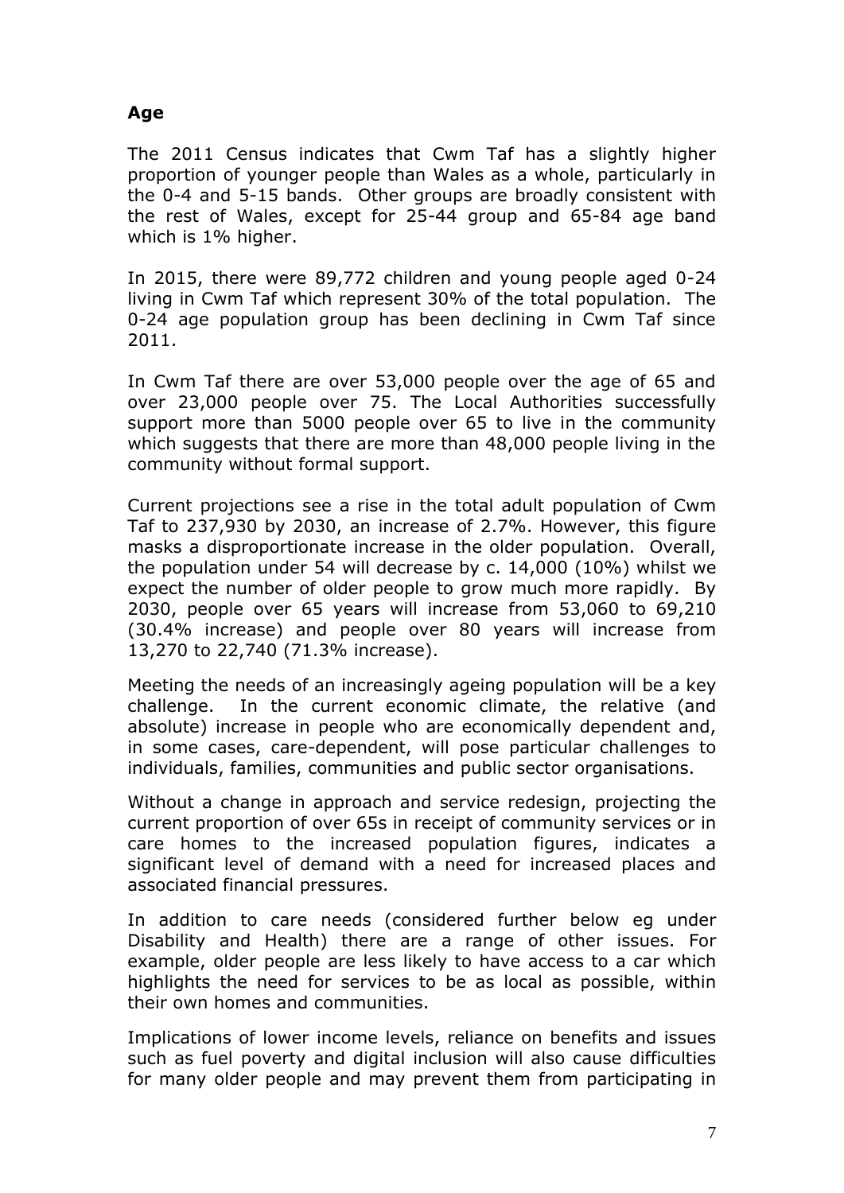## Age

The 2011 Census indicates that Cwm Taf has a slightly higher proportion of younger people than Wales as a whole, particularly in the 0-4 and 5-15 bands. Other groups are broadly consistent with the rest of Wales, except for 25-44 group and 65-84 age band which is 1% higher.

In 2015, there were 89,772 children and young people aged 0-24 living in Cwm Taf which represent 30% of the total population. The 0-24 age population group has been declining in Cwm Taf since 2011.

In Cwm Taf there are over 53,000 people over the age of 65 and over 23,000 people over 75. The Local Authorities successfully support more than 5000 people over 65 to live in the community which suggests that there are more than 48,000 people living in the community without formal support.

Current projections see a rise in the total adult population of Cwm Taf to 237,930 by 2030, an increase of 2.7%. However, this figure masks a disproportionate increase in the older population. Overall, the population under 54 will decrease by c. 14,000 (10%) whilst we expect the number of older people to grow much more rapidly. By 2030, people over 65 years will increase from 53,060 to 69,210 (30.4% increase) and people over 80 years will increase from 13,270 to 22,740 (71.3% increase).

Meeting the needs of an increasingly ageing population will be a key challenge. In the current economic climate, the relative (and absolute) increase in people who are economically dependent and, in some cases, care-dependent, will pose particular challenges to individuals, families, communities and public sector organisations.

Without a change in approach and service redesign, projecting the current proportion of over 65s in receipt of community services or in care homes to the increased population figures, indicates a significant level of demand with a need for increased places and associated financial pressures.

In addition to care needs (considered further below eg under Disability and Health) there are a range of other issues. For example, older people are less likely to have access to a car which highlights the need for services to be as local as possible, within their own homes and communities.

Implications of lower income levels, reliance on benefits and issues such as fuel poverty and digital inclusion will also cause difficulties for many older people and may prevent them from participating in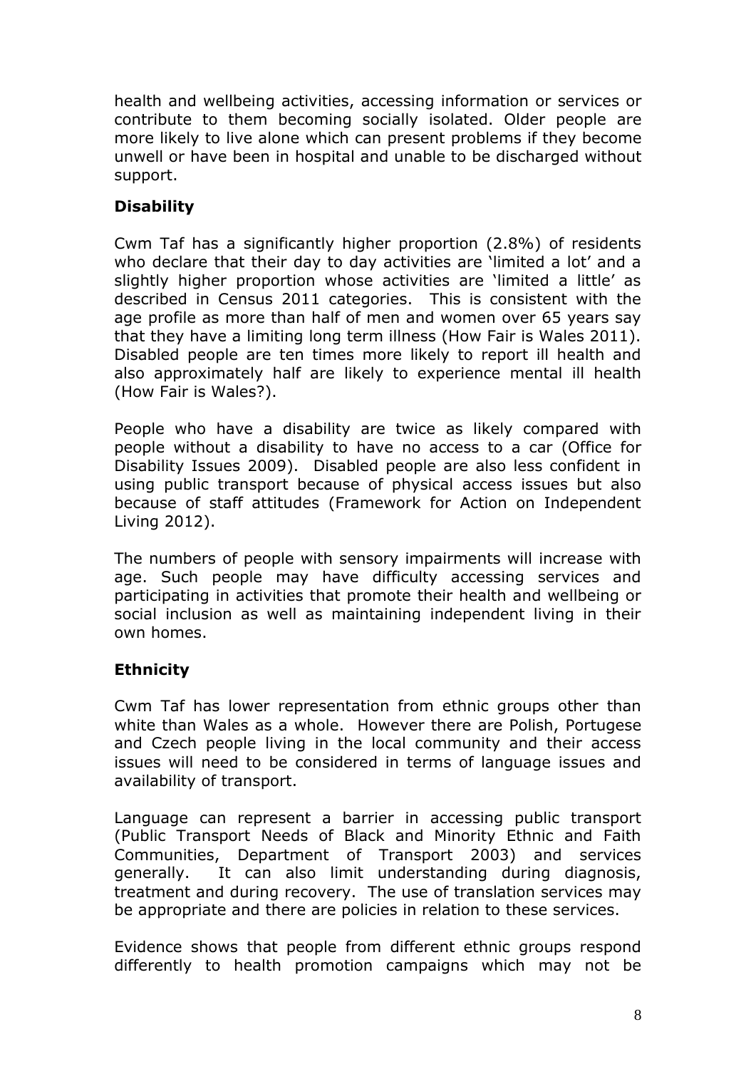health and wellbeing activities, accessing information or services or contribute to them becoming socially isolated. Older people are more likely to live alone which can present problems if they become unwell or have been in hospital and unable to be discharged without support.

### Disability

Cwm Taf has a significantly higher proportion (2.8%) of residents who declare that their day to day activities are 'limited a lot' and a slightly higher proportion whose activities are 'limited a little' as described in Census 2011 categories. This is consistent with the age profile as more than half of men and women over 65 years say that they have a limiting long term illness (How Fair is Wales 2011). Disabled people are ten times more likely to report ill health and also approximately half are likely to experience mental ill health (How Fair is Wales?).

People who have a disability are twice as likely compared with people without a disability to have no access to a car (Office for Disability Issues 2009). Disabled people are also less confident in using public transport because of physical access issues but also because of staff attitudes (Framework for Action on Independent Living 2012).

The numbers of people with sensory impairments will increase with age. Such people may have difficulty accessing services and participating in activities that promote their health and wellbeing or social inclusion as well as maintaining independent living in their own homes.

### Ethnicity

Cwm Taf has lower representation from ethnic groups other than white than Wales as a whole. However there are Polish, Portugese and Czech people living in the local community and their access issues will need to be considered in terms of language issues and availability of transport.

Language can represent a barrier in accessing public transport (Public Transport Needs of Black and Minority Ethnic and Faith Communities, Department of Transport 2003) and services generally. It can also limit understanding during diagnosis, treatment and during recovery. The use of translation services may be appropriate and there are policies in relation to these services.

Evidence shows that people from different ethnic groups respond differently to health promotion campaigns which may not be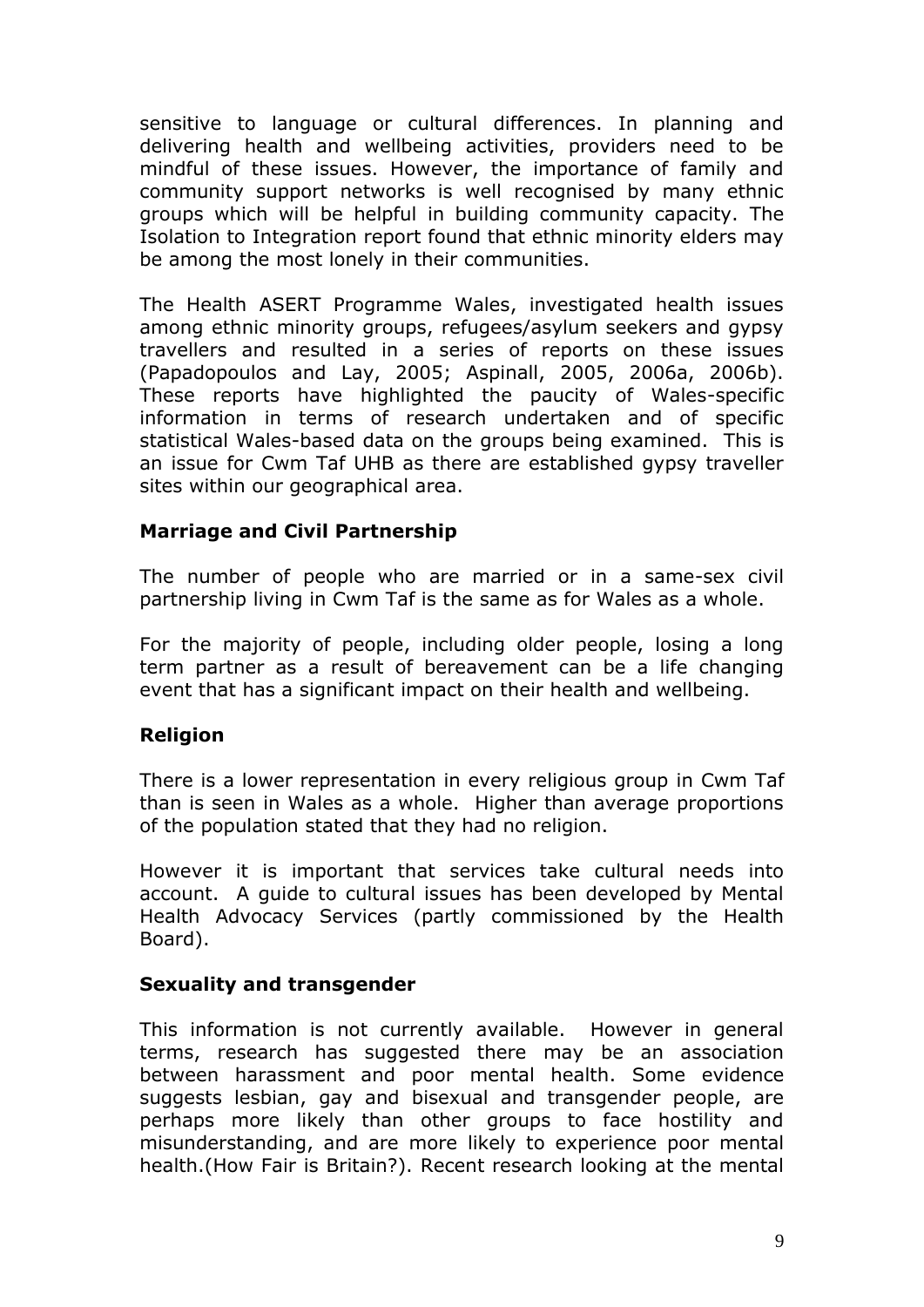sensitive to language or cultural differences. In planning and delivering health and wellbeing activities, providers need to be mindful of these issues. However, the importance of family and community support networks is well recognised by many ethnic groups which will be helpful in building community capacity. The Isolation to Integration report found that ethnic minority elders may be among the most lonely in their communities.

The Health ASERT Programme Wales, investigated health issues among ethnic minority groups, refugees/asylum seekers and gypsy travellers and resulted in a series of reports on these issues (Papadopoulos and Lay, 2005; Aspinall, 2005, 2006a, 2006b). These reports have highlighted the paucity of Wales-specific information in terms of research undertaken and of specific statistical Wales-based data on the groups being examined. This is an issue for Cwm Taf UHB as there are established gypsy traveller sites within our geographical area.

### Marriage and Civil Partnership

The number of people who are married or in a same-sex civil partnership living in Cwm Taf is the same as for Wales as a whole.

For the majority of people, including older people, losing a long term partner as a result of bereavement can be a life changing event that has a significant impact on their health and wellbeing.

### Religion

There is a lower representation in every religious group in Cwm Taf than is seen in Wales as a whole. Higher than average proportions of the population stated that they had no religion.

However it is important that services take cultural needs into account. A guide to cultural issues has been developed by Mental Health Advocacy Services (partly commissioned by the Health Board).

### Sexuality and transgender

This information is not currently available. However in general terms, research has suggested there may be an association between harassment and poor mental health. Some evidence suggests lesbian, gay and bisexual and transgender people, are perhaps more likely than other groups to face hostility and misunderstanding, and are more likely to experience poor mental health.(How Fair is Britain?). Recent research looking at the mental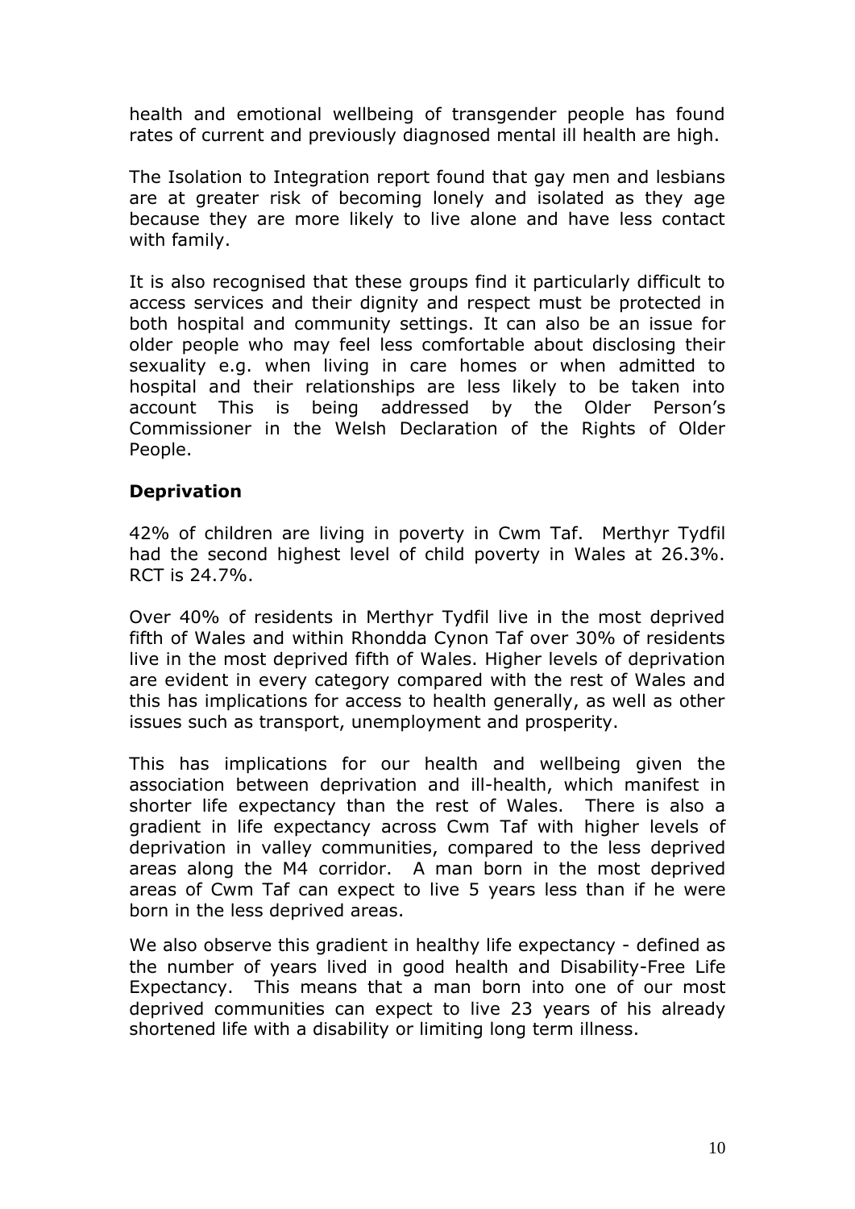health and emotional wellbeing of transgender people has found rates of current and previously diagnosed mental ill health are high.

The Isolation to Integration report found that gay men and lesbians are at greater risk of becoming lonely and isolated as they age because they are more likely to live alone and have less contact with family.

It is also recognised that these groups find it particularly difficult to access services and their dignity and respect must be protected in both hospital and community settings. It can also be an issue for older people who may feel less comfortable about disclosing their sexuality e.g. when living in care homes or when admitted to hospital and their relationships are less likely to be taken into account This is being addressed by the Older Person's Commissioner in the Welsh Declaration of the Rights of Older People.

**Deprivation**

42% of children are living in poverty in Cwm Taf. Merthyr Tydfil had the second highest level of child poverty in Wales at 26.3%. RCT is 24.7%.

Over 40% of residents in Merthyr Tydfil live in the most deprived fifth of Wales and within Rhondda Cynon Taf over 30% of residents live in the most deprived fifth of Wales. Higher levels of deprivation are evident in every category compared with the rest of Wales and this has implications for access to health generally, as well as other issues such as transport, unemployment and prosperity.

This has implications for our health and wellbeing given the association between deprivation and ill-health, which manifest in shorter life expectancy than the rest of Wales. There is also a gradient in life expectancy across Cwm Taf with higher levels of deprivation in valley communities, compared to the less deprived areas along the M4 corridor. A man born in the most deprived areas of Cwm Taf can expect to live 5 years less than if he were born in the less deprived areas.

We also observe this gradient in healthy life expectancy - defined as the number of years lived in good health and Disability-Free Life Expectancy. This means that a man born into one of our most deprived communities can expect to live 23 years of his already shortened life with a disability or limiting long term illness.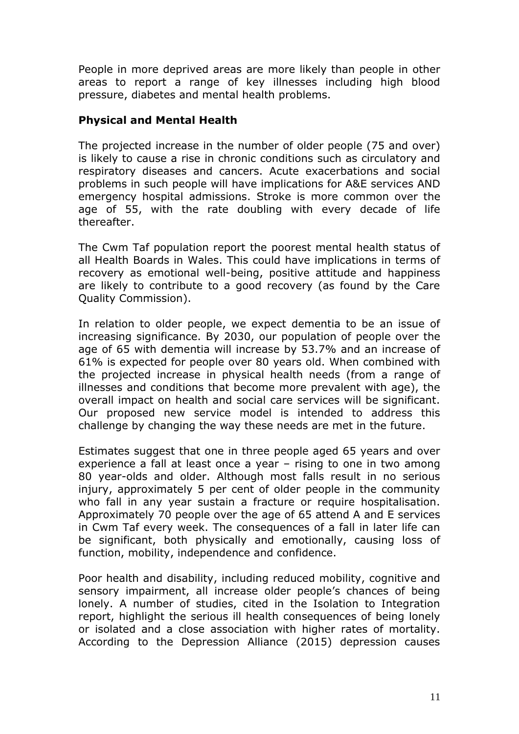People in more deprived areas are more likely than people in other areas to report a range of key illnesses including high blood pressure, diabetes and mental health problems.

### Physical and Mental Health

The projected increase in the number of older people (75 and over) is likely to cause a rise in chronic conditions such as circulatory and respiratory diseases and cancers. Acute exacerbations and social problems in such people will have implications for A&E services AND emergency hospital admissions. Stroke is more common over the age of 55, with the rate doubling with every decade of life thereafter.

The Cwm Taf population report the poorest mental health status of all Health Boards in Wales. This could have implications in terms of recovery as emotional well-being, positive attitude and happiness are likely to contribute to a good recovery (as found by the Care Quality Commission).

In relation to older people, we expect dementia to be an issue of increasing significance. By 2030, our population of people over the age of 65 with dementia will increase by 53.7% and an increase of 61% is expected for people over 80 years old. When combined with the projected increase in physical health needs (from a range of illnesses and conditions that become more prevalent with age), the overall impact on health and social care services will be significant. Our proposed new service model is intended to address this challenge by changing the way these needs are met in the future.

Estimates suggest that one in three people aged 65 years and over experience a fall at least once a year – rising to one in two among 80 year-olds and older. Although most falls result in no serious injury, approximately 5 per cent of older people in the community who fall in any year sustain a fracture or require hospitalisation. Approximately 70 people over the age of 65 attend A and E services in Cwm Taf every week. The consequences of a fall in later life can be significant, both physically and emotionally, causing loss of function, mobility, independence and confidence.

Poor health and disability, including reduced mobility, cognitive and sensory impairment, all increase older people's chances of being lonely. A number of studies, cited in the Isolation to Integration report, highlight the serious ill health consequences of being lonely or isolated and a close association with higher rates of mortality. According to the Depression Alliance (2015) depression causes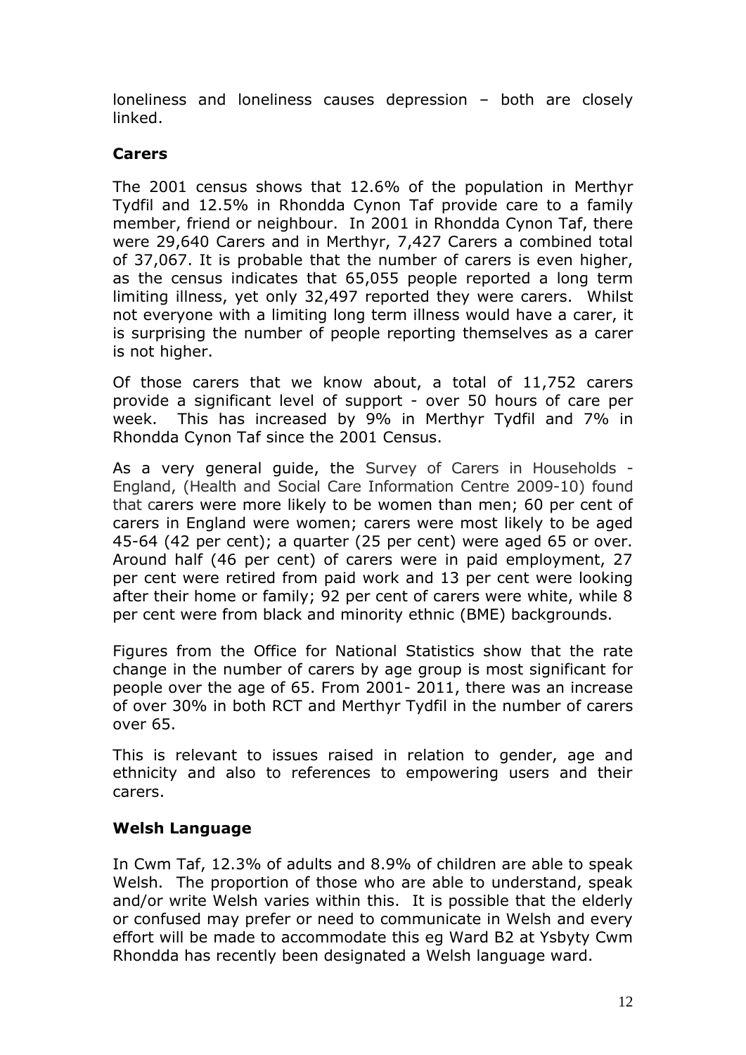loneliness and loneliness causes depression – both are closely linked.

## Carers

The 2001 census shows that 12.6% of the population in Merthyr Tydfil and 12.5% in Rhondda Cynon Taf provide care to a family member, friend or neighbour. In 2001 in Rhondda Cynon Taf, there were 29,640 Carers and in Merthyr, 7,427 Carers a combined total of 37,067. It is probable that the number of carers is even higher, as the census indicates that 65,055 people reported a long term limiting illness, yet only 32,497 reported they were carers. Whilst not everyone with a limiting long term illness would have a carer, it is surprising the number of people reporting themselves as a carer is not higher.

Of those carers that we know about, a total of 11,752 carers provide a significant level of support - over 50 hours of care per week. This has increased by 9% in Merthyr Tydfil and 7% in Rhondda Cynon Taf since the 2001 Census.

As a very general guide, the Survey of Carers in Households - England, (Health and Social Care Information Centre 2009-10) found that carers were more likely to be women than men; 60 per cent of carers in England were women; carers were most likely to be aged 45-64 (42 per cent); a quarter (25 per cent) were aged 65 or over. Around half (46 per cent) of carers were in paid employment, 27 per cent were retired from paid work and 13 per cent were looking after their home or family; 92 per cent of carers were white, while 8 per cent were from black and minority ethnic (BME) backgrounds.

Figures from the Office for National Statistics show that the rate change in the number of carers by age group is most significant for people over the age of 65. From 2001- 2011, there was an increase of over 30% in both RCT and Merthyr Tydfil in the number of carers over 65.

This is relevant to issues raised in relation to gender, age and ethnicity and also to references to empowering users and their carers.

## Welsh Language

In Cwm Taf, 12.3% of adults and 8.9% of children are able to speak Welsh. The proportion of those who are able to understand, speak and/or write Welsh varies within this. It is possible that the elderly or confused may prefer or need to communicate in Welsh and every effort will be made to accommodate this eg Ward B2 at Ysbyty Cwm Rhondda has recently been designated a Welsh language ward.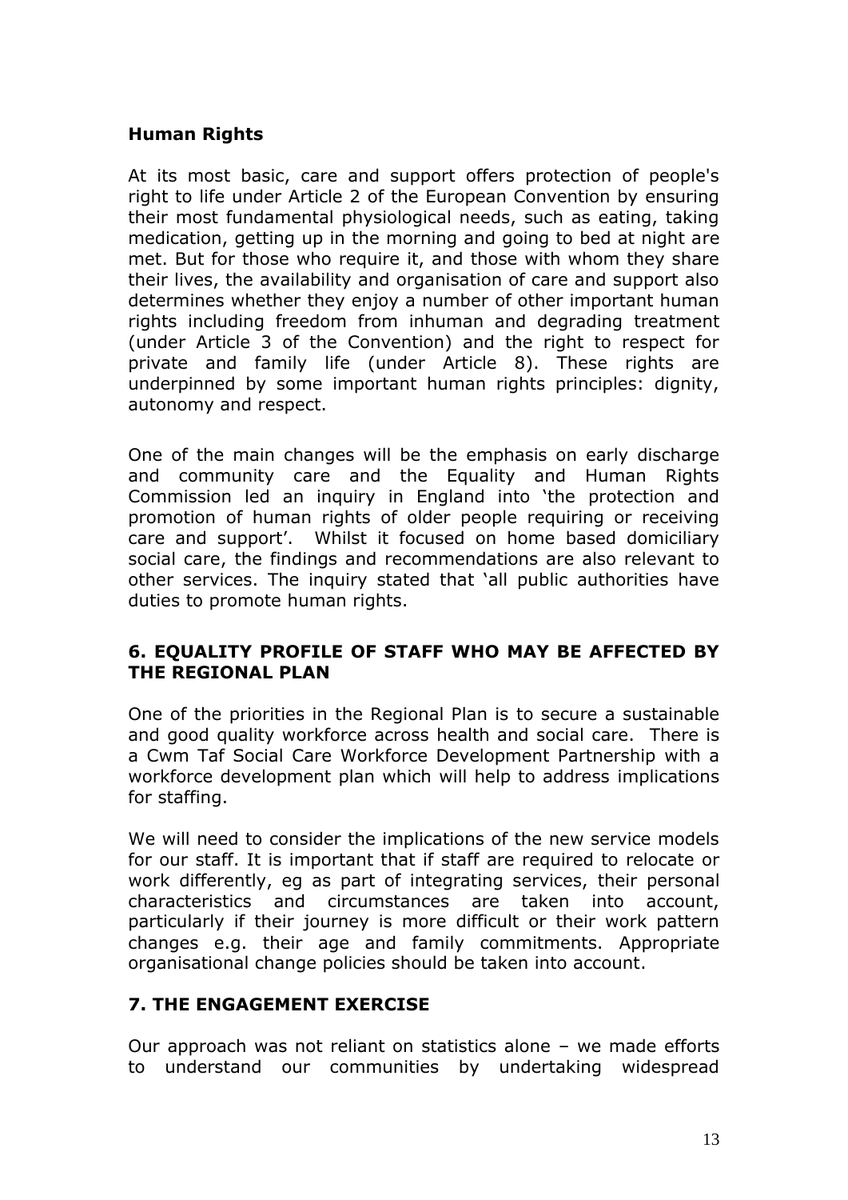**Human Rights**

At its most basic, care and support offers protection of people's right to life under Article 2 of the European Convention by ensuring their most fundamental physiological needs, such as eating, taking medication, getting up in the morning and going to bed at night are met. But for those who require it, and those with whom they share their lives, the availability and organisation of care and support also determines whether they enjoy a number of other important human rights including freedom from inhuman and degrading treatment (under Article 3 of the Convention) and the right to respect for private and family life (under Article 8). These rights are underpinned by some important human rights principles: dignity, autonomy and respect.

One of the main changes will be the emphasis on early discharge and community care and the Equality and Human Rights Commission led an inquiry in England into 'the protection and promotion of human rights of older people requiring or receiving care and support'. Whilst it focused on home based domiciliary social care, the findings and recommendations are also relevant to other services. The inquiry stated that 'all public authorities have duties to promote human rights.

## 6. EQUALITY PROFILE OF STAFF WHO MAY BE AFFECTED BY THE REGIONAL PLAN

One of the priorities in the Regional Plan is to secure a sustainable and good quality workforce across health and social care. There is a Cwm Taf Social Care Workforce Development Partnership with a workforce development plan which will help to address implications for staffing.

We will need to consider the implications of the new service models for our staff. It is important that if staff are required to relocate or work differently, eg as part of integrating services, their personal characteristics and circumstances are taken into account, particularly if their journey is more difficult or their work pattern changes e.g. their age and family commitments. Appropriate organisational change policies should be taken into account.

## 7. THE ENGAGEMENT EXERCISE

Our approach was not reliant on statistics alone – we made efforts to understand our communities by undertaking widespread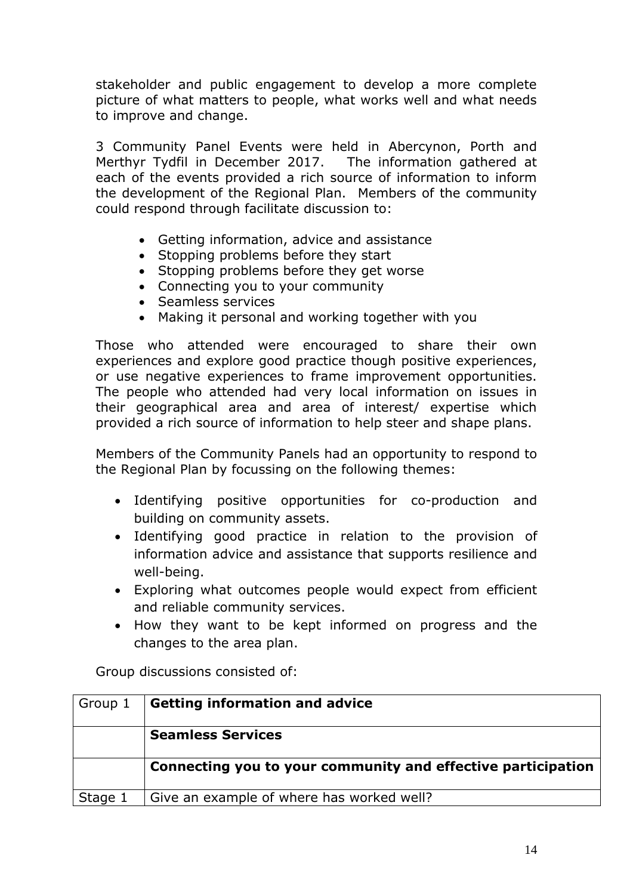stakeholder and public engagement to develop a more complete picture of what matters to people, what works well and what needs to improve and change.

3 Community Panel Events were held in Abercynon, Porth and Merthyr Tydfil in December 2017. The information gathered at each of the events provided a rich source of information to inform the development of the Regional Plan. Members of the community could respond through facilitate discussion to:

- Getting information, advice and assistance
- Stopping problems before they start
- Stopping problems before they get worse
- Connecting you to your community
- Seamless services
- Making it personal and working together with you

Those who attended were encouraged to share their own experiences and explore good practice though positive experiences, or use negative experiences to frame improvement opportunities. The people who attended had very local information on issues in their geographical area and area of interest/ expertise which provided a rich source of information to help steer and shape plans.

Members of the Community Panels had an opportunity to respond to the Regional Plan by focussing on the following themes:

- Identifying positive opportunities for co-production and building on community assets.
- Identifying good practice in relation to the provision of information advice and assistance that supports resilience and well-being.
- Exploring what outcomes people would expect from efficient and reliable community services.
- How they want to be kept informed on progress and the changes to the area plan.

Group discussions consisted of:

| | |
|---|---|
| Group 1 | **Getting information and advice** |
| | **Seamless Services** |
| | **Connecting you to your community and effective participation** |
| Stage 1 | Give an example of where has worked well? |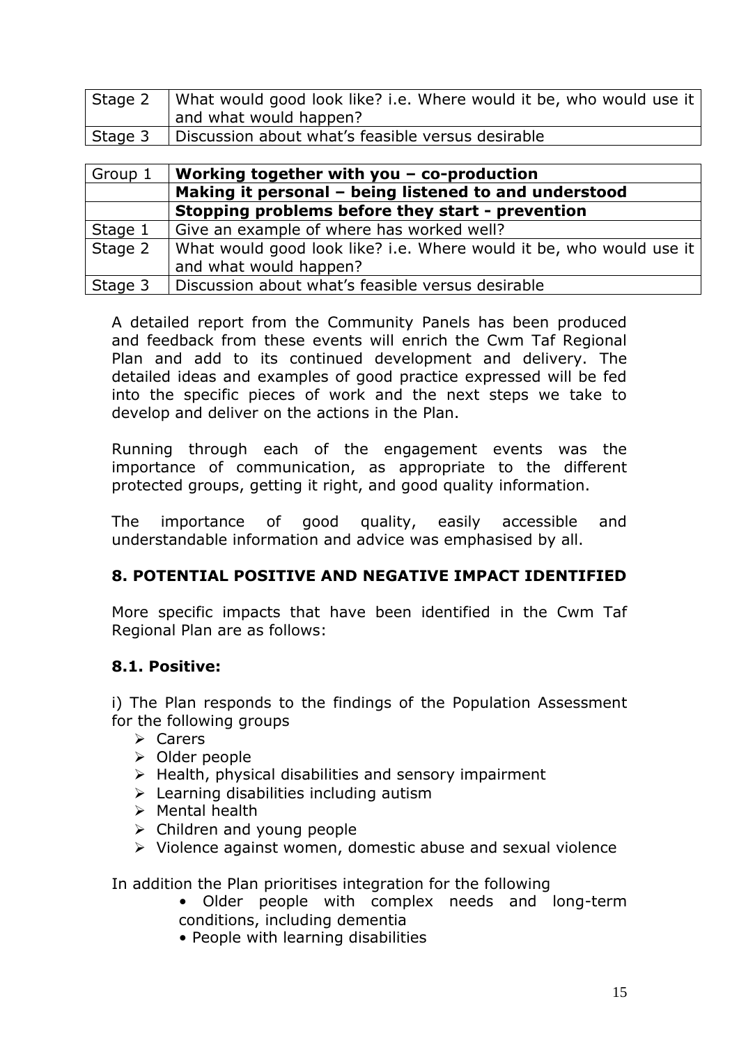| | |
|---|---|
| Stage 2 | What would good look like? i.e. Where would it be, who would use it and what would happen? |
| Stage 3 | Discussion about what's feasible versus desirable |

| | |
|---|---|
| Group 1 | **Working together with you – co-production** |
| | **Making it personal – being listened to and understood** |
| | **Stopping problems before they start - prevention** |
| Stage 1 | Give an example of where has worked well? |
| Stage 2 | What would good look like? i.e. Where would it be, who would use it and what would happen? |
| Stage 3 | Discussion about what's feasible versus desirable |

A detailed report from the Community Panels has been produced and feedback from these events will enrich the Cwm Taf Regional Plan and add to its continued development and delivery. The detailed ideas and examples of good practice expressed will be fed into the specific pieces of work and the next steps we take to develop and deliver on the actions in the Plan.

Running through each of the engagement events was the importance of communication, as appropriate to the different protected groups, getting it right, and good quality information.

The importance of good quality, easily accessible and understandable information and advice was emphasised by all.

## 8. POTENTIAL POSITIVE AND NEGATIVE IMPACT IDENTIFIED

More specific impacts that have been identified in the Cwm Taf Regional Plan are as follows:

### 8.1. Positive:

i) The Plan responds to the findings of the Population Assessment for the following groups

- Carers
- Older people
- Health, physical disabilities and sensory impairment
- Learning disabilities including autism
- Mental health
- Children and young people
- Violence against women, domestic abuse and sexual violence

In addition the Plan prioritises integration for the following

- Older people with complex needs and long-term conditions, including dementia
- People with learning disabilities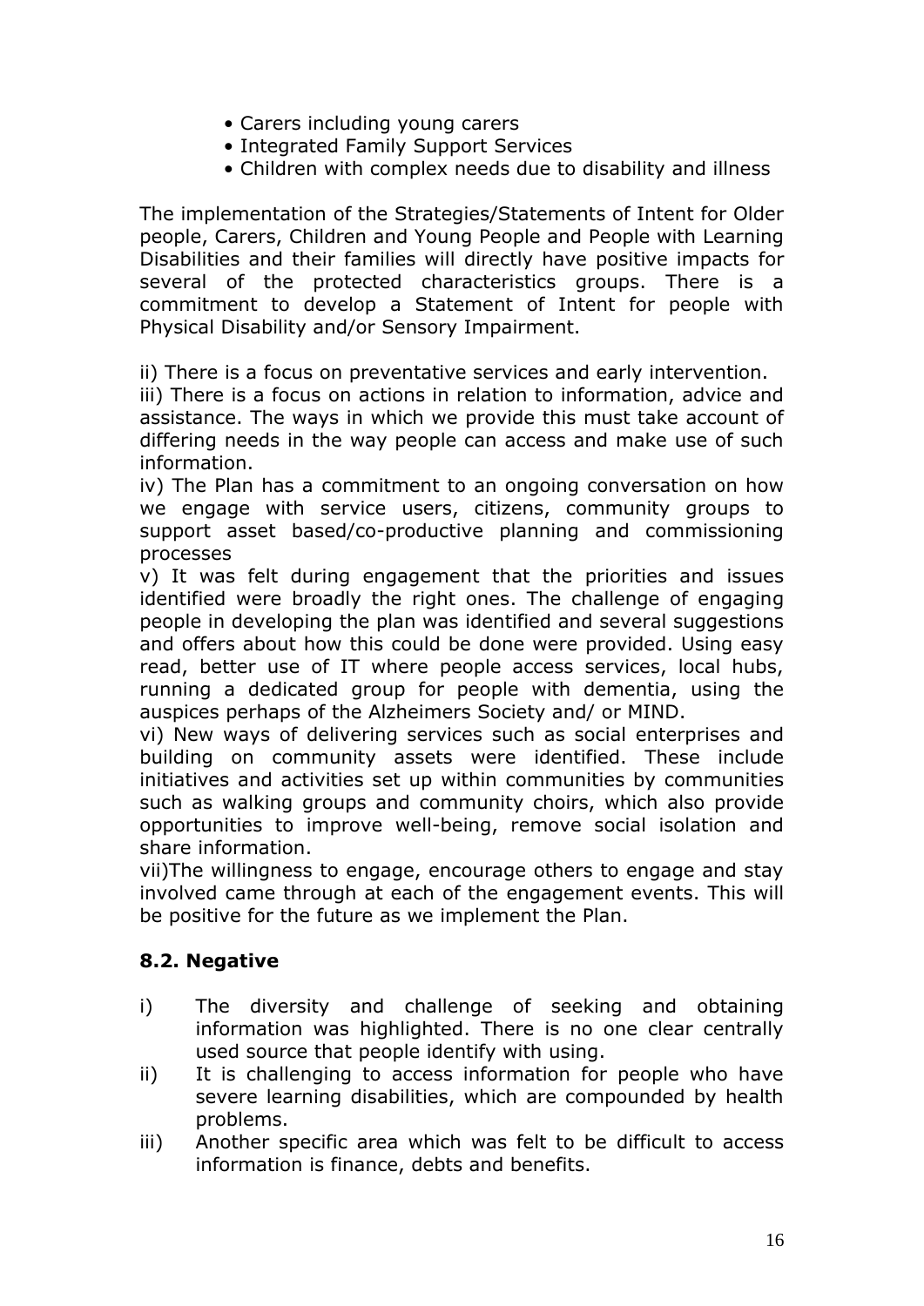- Carers including young carers
- Integrated Family Support Services
- Children with complex needs due to disability and illness

The implementation of the Strategies/Statements of Intent for Older people, Carers, Children and Young People and People with Learning Disabilities and their families will directly have positive impacts for several of the protected characteristics groups. There is a commitment to develop a Statement of Intent for people with Physical Disability and/or Sensory Impairment.

ii) There is a focus on preventative services and early intervention.

iii) There is a focus on actions in relation to information, advice and assistance. The ways in which we provide this must take account of differing needs in the way people can access and make use of such information.

iv) The Plan has a commitment to an ongoing conversation on how we engage with service users, citizens, community groups to support asset based/co-productive planning and commissioning processes

v) It was felt during engagement that the priorities and issues identified were broadly the right ones. The challenge of engaging people in developing the plan was identified and several suggestions and offers about how this could be done were provided. Using easy read, better use of IT where people access services, local hubs, running a dedicated group for people with dementia, using the auspices perhaps of the Alzheimers Society and/ or MIND.

vi) New ways of delivering services such as social enterprises and building on community assets were identified. These include initiatives and activities set up within communities by communities such as walking groups and community choirs, which also provide opportunities to improve well-being, remove social isolation and share information.

vii)The willingness to engage, encourage others to engage and stay involved came through at each of the engagement events. This will be positive for the future as we implement the Plan.

### 8.2. Negative

i) The diversity and challenge of seeking and obtaining information was highlighted. There is no one clear centrally used source that people identify with using.

ii) It is challenging to access information for people who have severe learning disabilities, which are compounded by health problems.

iii) Another specific area which was felt to be difficult to access information is finance, debts and benefits.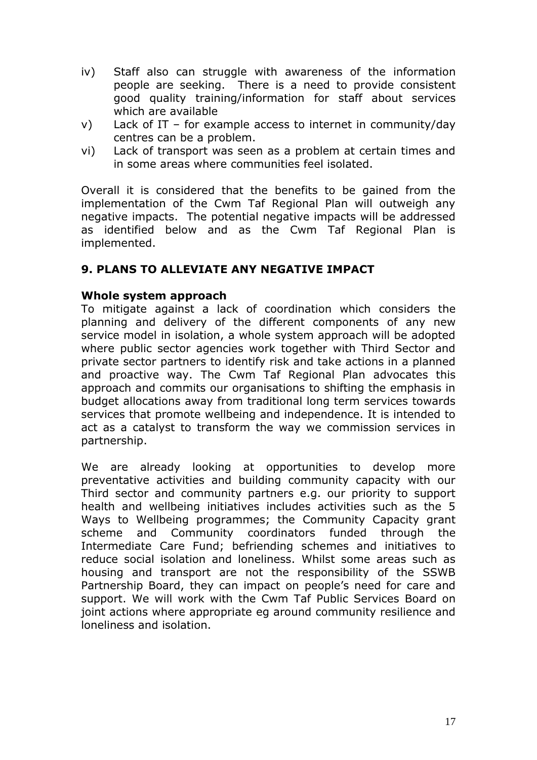iv) Staff also can struggle with awareness of the information people are seeking. There is a need to provide consistent good quality training/information for staff about services which are available

v) Lack of IT – for example access to internet in community/day centres can be a problem.

vi) Lack of transport was seen as a problem at certain times and in some areas where communities feel isolated.

Overall it is considered that the benefits to be gained from the implementation of the Cwm Taf Regional Plan will outweigh any negative impacts. The potential negative impacts will be addressed as identified below and as the Cwm Taf Regional Plan is implemented.

## 9. PLANS TO ALLEVIATE ANY NEGATIVE IMPACT

### Whole system approach

To mitigate against a lack of coordination which considers the planning and delivery of the different components of any new service model in isolation, a whole system approach will be adopted where public sector agencies work together with Third Sector and private sector partners to identify risk and take actions in a planned and proactive way. The Cwm Taf Regional Plan advocates this approach and commits our organisations to shifting the emphasis in budget allocations away from traditional long term services towards services that promote wellbeing and independence. It is intended to act as a catalyst to transform the way we commission services in partnership.

We are already looking at opportunities to develop more preventative activities and building community capacity with our Third sector and community partners e.g. our priority to support health and wellbeing initiatives includes activities such as the 5 Ways to Wellbeing programmes; the Community Capacity grant scheme and Community coordinators funded through the Intermediate Care Fund; befriending schemes and initiatives to reduce social isolation and loneliness. Whilst some areas such as housing and transport are not the responsibility of the SSWB Partnership Board, they can impact on people's need for care and support. We will work with the Cwm Taf Public Services Board on joint actions where appropriate eg around community resilience and loneliness and isolation.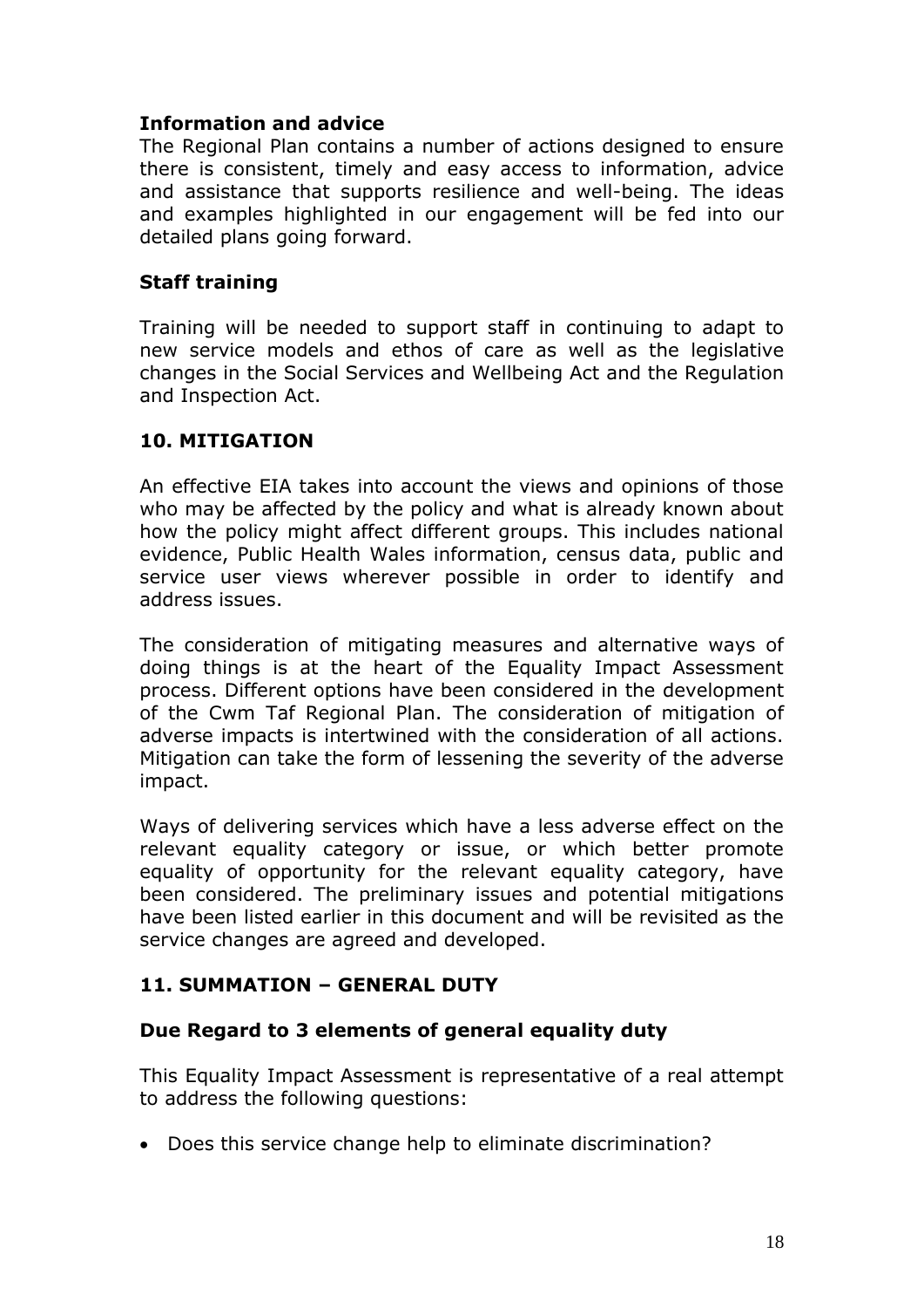### Information and advice

The Regional Plan contains a number of actions designed to ensure there is consistent, timely and easy access to information, advice and assistance that supports resilience and well-being. The ideas and examples highlighted in our engagement will be fed into our detailed plans going forward.

### Staff training

Training will be needed to support staff in continuing to adapt to new service models and ethos of care as well as the legislative changes in the Social Services and Wellbeing Act and the Regulation and Inspection Act.

## 10. MITIGATION

An effective EIA takes into account the views and opinions of those who may be affected by the policy and what is already known about how the policy might affect different groups. This includes national evidence, Public Health Wales information, census data, public and service user views wherever possible in order to identify and address issues.

The consideration of mitigating measures and alternative ways of doing things is at the heart of the Equality Impact Assessment process. Different options have been considered in the development of the Cwm Taf Regional Plan. The consideration of mitigation of adverse impacts is intertwined with the consideration of all actions. Mitigation can take the form of lessening the severity of the adverse impact.

Ways of delivering services which have a less adverse effect on the relevant equality category or issue, or which better promote equality of opportunity for the relevant equality category, have been considered. The preliminary issues and potential mitigations have been listed earlier in this document and will be revisited as the service changes are agreed and developed.

## 11. SUMMATION – GENERAL DUTY

### Due Regard to 3 elements of general equality duty

This Equality Impact Assessment is representative of a real attempt to address the following questions:

- Does this service change help to eliminate discrimination?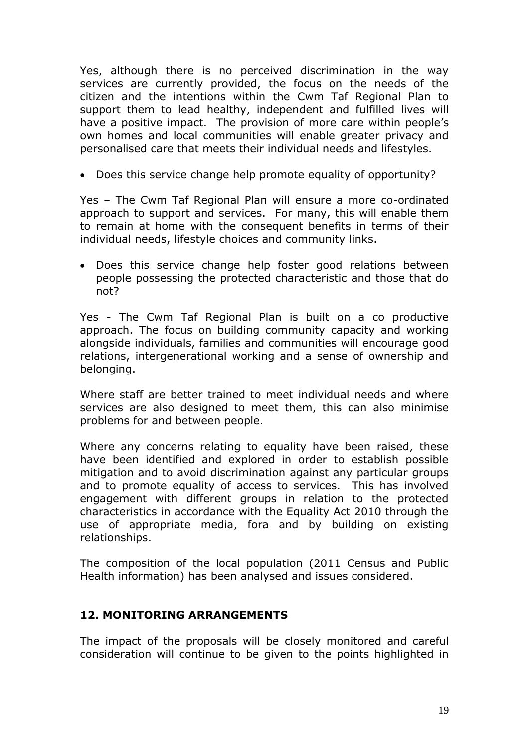Yes, although there is no perceived discrimination in the way services are currently provided, the focus on the needs of the citizen and the intentions within the Cwm Taf Regional Plan to support them to lead healthy, independent and fulfilled lives will have a positive impact. The provision of more care within people's own homes and local communities will enable greater privacy and personalised care that meets their individual needs and lifestyles.

- Does this service change help promote equality of opportunity?

Yes – The Cwm Taf Regional Plan will ensure a more co-ordinated approach to support and services. For many, this will enable them to remain at home with the consequent benefits in terms of their individual needs, lifestyle choices and community links.

- Does this service change help foster good relations between people possessing the protected characteristic and those that do not?

Yes - The Cwm Taf Regional Plan is built on a co productive approach. The focus on building community capacity and working alongside individuals, families and communities will encourage good relations, intergenerational working and a sense of ownership and belonging.

Where staff are better trained to meet individual needs and where services are also designed to meet them, this can also minimise problems for and between people.

Where any concerns relating to equality have been raised, these have been identified and explored in order to establish possible mitigation and to avoid discrimination against any particular groups and to promote equality of access to services. This has involved engagement with different groups in relation to the protected characteristics in accordance with the Equality Act 2010 through the use of appropriate media, fora and by building on existing relationships.

The composition of the local population (2011 Census and Public Health information) has been analysed and issues considered.

## 12. MONITORING ARRANGEMENTS

The impact of the proposals will be closely monitored and careful consideration will continue to be given to the points highlighted in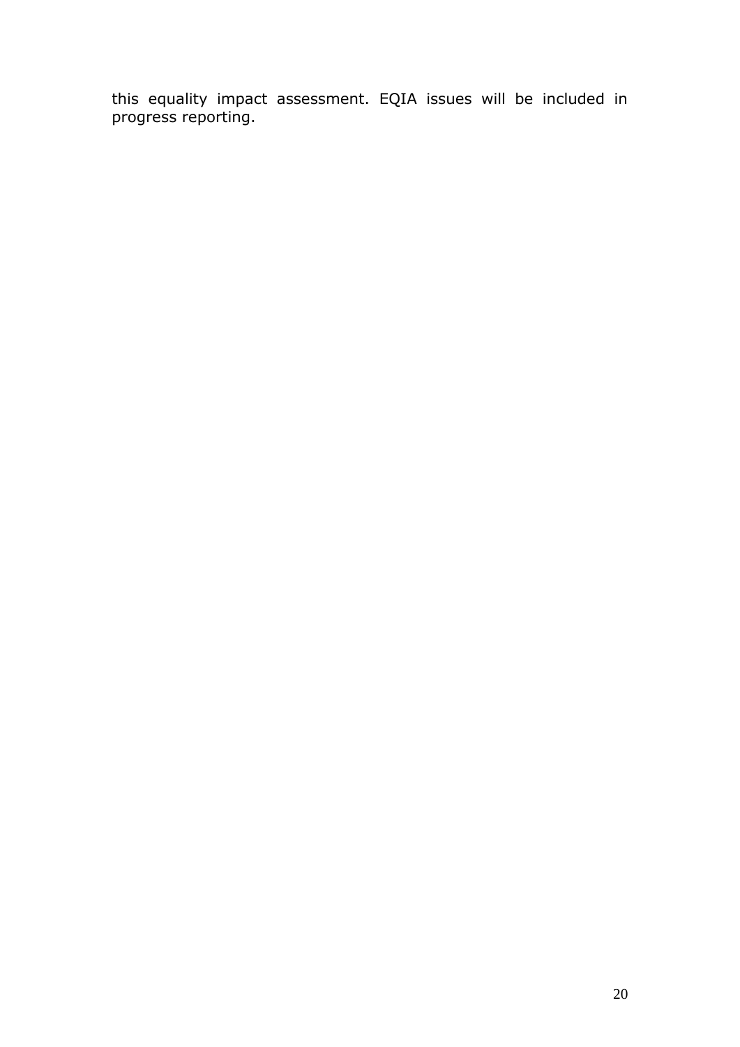this equality impact assessment. EQIA issues will be included in progress reporting.